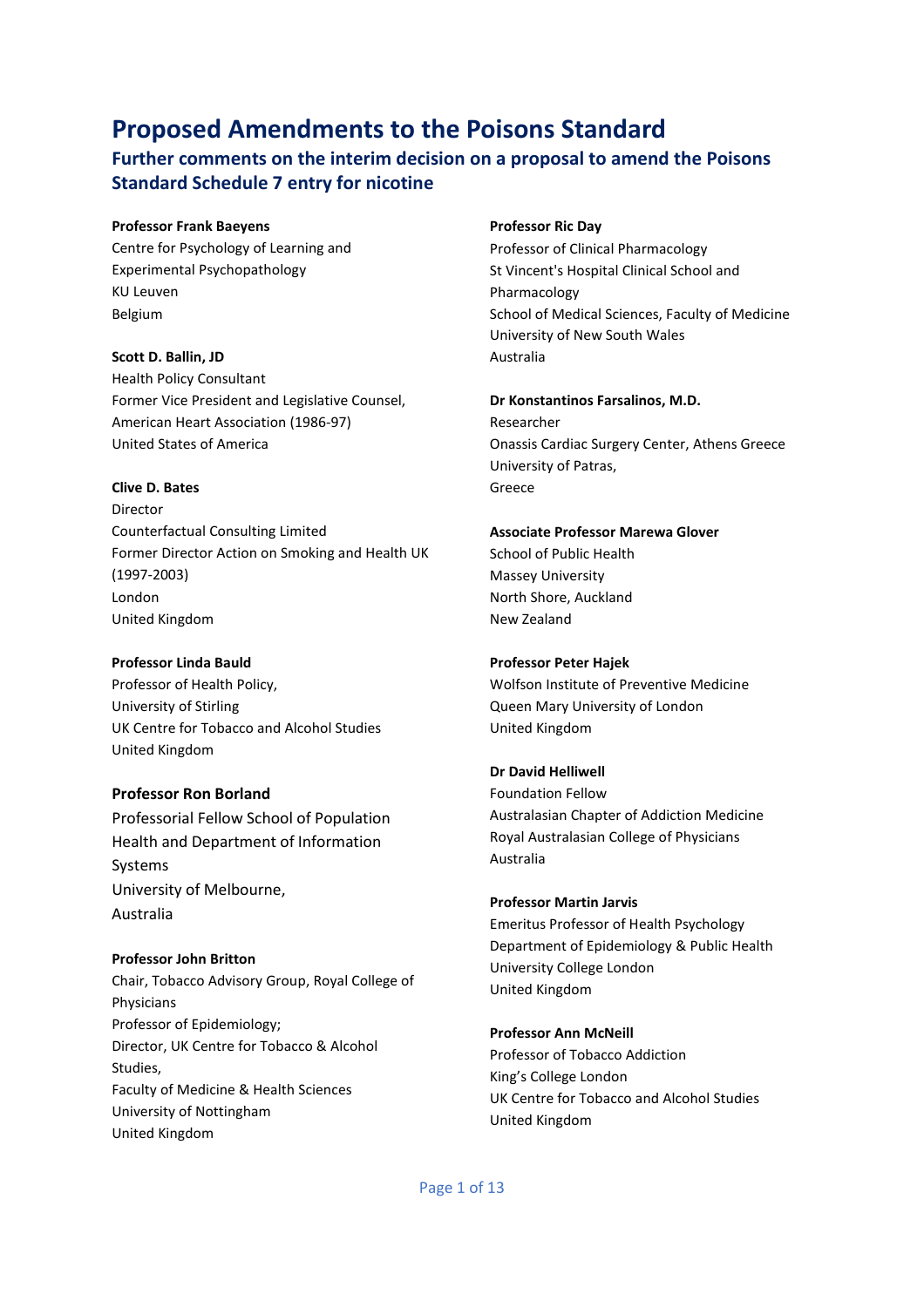# Proposed Amendments to the Poisons Standard

## Further comments on the interim decision on a proposal to amend the Poisons Standard Schedule 7 entry for nicotine

**Professor Frank Baeyens**
Centre for Psychology of Learning and Experimental Psychopathology
KU Leuven
Belgium

**Scott D. Ballin, JD**
Health Policy Consultant
Former Vice President and Legislative Counsel, American Heart Association (1986-97)
United States of America

**Clive D. Bates**
Director
Counterfactual Consulting Limited
Former Director Action on Smoking and Health UK (1997-2003)
London
United Kingdom

**Professor Linda Bauld**
Professor of Health Policy,
University of Stirling
UK Centre for Tobacco and Alcohol Studies
United Kingdom

**Professor Ron Borland**
Professorial Fellow School of Population Health and Department of Information Systems
University of Melbourne,
Australia

**Professor John Britton**
Chair, Tobacco Advisory Group, Royal College of Physicians
Professor of Epidemiology;
Director, UK Centre for Tobacco & Alcohol Studies,
Faculty of Medicine & Health Sciences
University of Nottingham
United Kingdom

**Professor Ric Day**
Professor of Clinical Pharmacology
St Vincent's Hospital Clinical School and Pharmacology
School of Medical Sciences, Faculty of Medicine
University of New South Wales
Australia

**Dr Konstantinos Farsalinos, M.D.**
Researcher
Onassis Cardiac Surgery Center, Athens Greece
University of Patras,
Greece

**Associate Professor Marewa Glover**
School of Public Health
Massey University
North Shore, Auckland
New Zealand

**Professor Peter Hajek**
Wolfson Institute of Preventive Medicine
Queen Mary University of London
United Kingdom

**Dr David Helliwell**
Foundation Fellow
Australasian Chapter of Addiction Medicine
Royal Australasian College of Physicians
Australia

**Professor Martin Jarvis**
Emeritus Professor of Health Psychology
Department of Epidemiology & Public Health
University College London
United Kingdom

**Professor Ann McNeill**
Professor of Tobacco Addiction
King's College London
UK Centre for Tobacco and Alcohol Studies
United Kingdom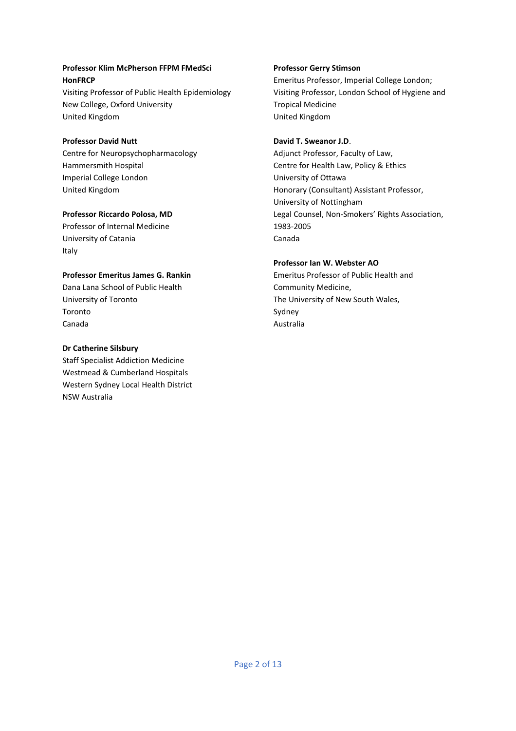**Professor Klim McPherson FFPM FMedSci HonFRCP**
Visiting Professor of Public Health Epidemiology
New College, Oxford University
United Kingdom

**Professor David Nutt**
Centre for Neuropsychopharmacology
Hammersmith Hospital
Imperial College London
United Kingdom

**Professor Riccardo Polosa, MD**
Professor of Internal Medicine
University of Catania
Italy

**Professor Emeritus James G. Rankin**
Dana Lana School of Public Health
University of Toronto
Toronto
Canada

**Dr Catherine Silsbury**
Staff Specialist Addiction Medicine
Westmead & Cumberland Hospitals
Western Sydney Local Health District
NSW Australia

**Professor Gerry Stimson**
Emeritus Professor, Imperial College London;
Visiting Professor, London School of Hygiene and Tropical Medicine
United Kingdom

**David T. Sweanor J.D**.
Adjunct Professor, Faculty of Law,
Centre for Health Law, Policy & Ethics
University of Ottawa
Honorary (Consultant) Assistant Professor,
University of Nottingham
Legal Counsel, Non-Smokers' Rights Association, 1983-2005
Canada

**Professor Ian W. Webster AO**
Emeritus Professor of Public Health and Community Medicine,
The University of New South Wales,
Sydney
Australia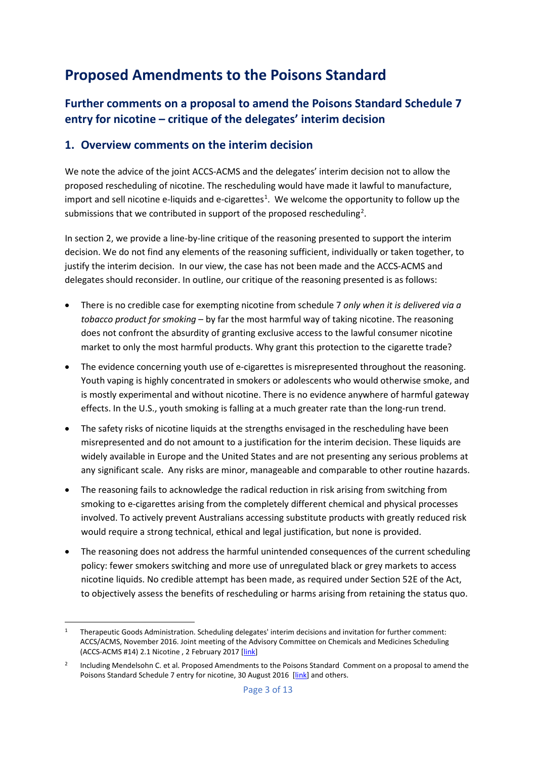# Proposed Amendments to the Poisons Standard

## Further comments on a proposal to amend the Poisons Standard Schedule 7 entry for nicotine – critique of the delegates' interim decision

## 1. Overview comments on the interim decision

We note the advice of the joint ACCS-ACMS and the delegates' interim decision not to allow the proposed rescheduling of nicotine. The rescheduling would have made it lawful to manufacture, import and sell nicotine e-liquids and e-cigarettes[1]. We welcome the opportunity to follow up the submissions that we contributed in support of the proposed rescheduling[2].

In section 2, we provide a line-by-line critique of the reasoning presented to support the interim decision. We do not find any elements of the reasoning sufficient, individually or taken together, to justify the interim decision. In our view, the case has not been made and the ACCS-ACMS and delegates should reconsider. In outline, our critique of the reasoning presented is as follows:

- There is no credible case for exempting nicotine from schedule 7 *only when it is delivered via a tobacco product for smoking* – by far the most harmful way of taking nicotine. The reasoning does not confront the absurdity of granting exclusive access to the lawful consumer nicotine market to only the most harmful products. Why grant this protection to the cigarette trade?
- The evidence concerning youth use of e-cigarettes is misrepresented throughout the reasoning. Youth vaping is highly concentrated in smokers or adolescents who would otherwise smoke, and is mostly experimental and without nicotine. There is no evidence anywhere of harmful gateway effects. In the U.S., youth smoking is falling at a much greater rate than the long-run trend.
- The safety risks of nicotine liquids at the strengths envisaged in the rescheduling have been misrepresented and do not amount to a justification for the interim decision. These liquids are widely available in Europe and the United States and are not presenting any serious problems at any significant scale. Any risks are minor, manageable and comparable to other routine hazards.
- The reasoning fails to acknowledge the radical reduction in risk arising from switching from smoking to e-cigarettes arising from the completely different chemical and physical processes involved. To actively prevent Australians accessing substitute products with greatly reduced risk would require a strong technical, ethical and legal justification, but none is provided.
- The reasoning does not address the harmful unintended consequences of the current scheduling policy: fewer smokers switching and more use of unregulated black or grey markets to access nicotine liquids. No credible attempt has been made, as required under Section 52E of the Act, to objectively assess the benefits of rescheduling or harms arising from retaining the status quo.

---

[1] Therapeutic Goods Administration. Scheduling delegates' interim decisions and invitation for further comment: ACCS/ACMS, November 2016. Joint meeting of the Advisory Committee on Chemicals and Medicines Scheduling (ACCS-ACMS #14) 2.1 Nicotine , 2 February 2017 [link]

[2] Including Mendelsohn C. et al. Proposed Amendments to the Poisons Standard Comment on a proposal to amend the Poisons Standard Schedule 7 entry for nicotine, 30 August 2016 [link] and others.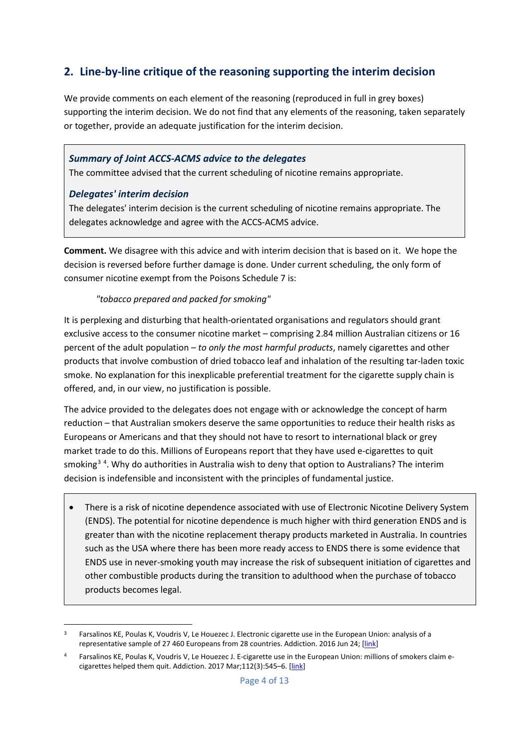## 2. Line-by-line critique of the reasoning supporting the interim decision

We provide comments on each element of the reasoning (reproduced in full in grey boxes) supporting the interim decision. We do not find that any elements of the reasoning, taken separately or together, provide an adequate justification for the interim decision.

> ***Summary of Joint ACCS-ACMS advice to the delegates***
>
> The committee advised that the current scheduling of nicotine remains appropriate.
>
> ***Delegates' interim decision***
>
> The delegates' interim decision is the current scheduling of nicotine remains appropriate. The delegates acknowledge and agree with the ACCS-ACMS advice.

**Comment.** We disagree with this advice and with interim decision that is based on it. We hope the decision is reversed before further damage is done. Under current scheduling, the only form of consumer nicotine exempt from the Poisons Schedule 7 is:

> *"tobacco prepared and packed for smoking"*

It is perplexing and disturbing that health-orientated organisations and regulators should grant exclusive access to the consumer nicotine market – comprising 2.84 million Australian citizens or 16 percent of the adult population – *to only the most harmful products*, namely cigarettes and other products that involve combustion of dried tobacco leaf and inhalation of the resulting tar-laden toxic smoke. No explanation for this inexplicable preferential treatment for the cigarette supply chain is offered, and, in our view, no justification is possible.

The advice provided to the delegates does not engage with or acknowledge the concept of harm reduction – that Australian smokers deserve the same opportunities to reduce their health risks as Europeans or Americans and that they should not have to resort to international black or grey market trade to do this. Millions of Europeans report that they have used e-cigarettes to quit smoking[3] [4]. Why do authorities in Australia wish to deny that option to Australians? The interim decision is indefensible and inconsistent with the principles of fundamental justice.

> - There is a risk of nicotine dependence associated with use of Electronic Nicotine Delivery System (ENDS). The potential for nicotine dependence is much higher with third generation ENDS and is greater than with the nicotine replacement therapy products marketed in Australia. In countries such as the USA where there has been more ready access to ENDS there is some evidence that ENDS use in never-smoking youth may increase the risk of subsequent initiation of cigarettes and other combustible products during the transition to adulthood when the purchase of tobacco products becomes legal.

---

[3] Farsalinos KE, Poulas K, Voudris V, Le Houezec J. Electronic cigarette use in the European Union: analysis of a representative sample of 27 460 Europeans from 28 countries. Addiction. 2016 Jun 24; [link]

[4] Farsalinos KE, Poulas K, Voudris V, Le Houezec J. E-cigarette use in the European Union: millions of smokers claim e-cigarettes helped them quit. Addiction. 2017 Mar;112(3):545–6. [link]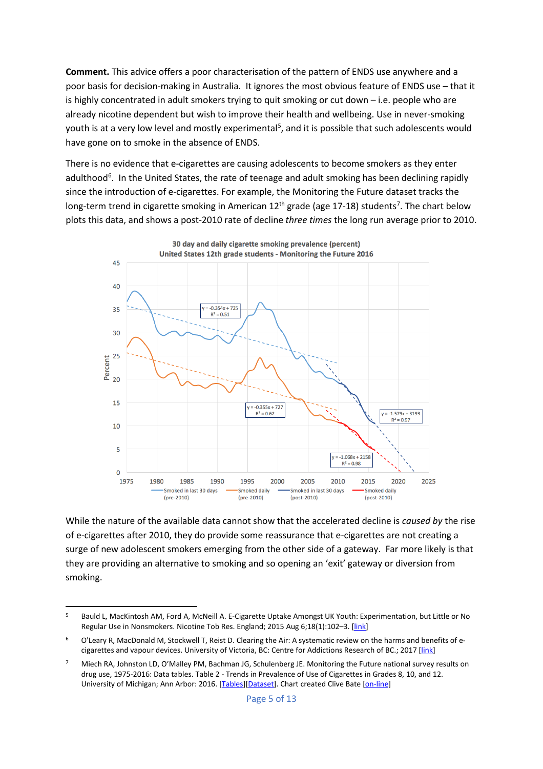**Comment.** This advice offers a poor characterisation of the pattern of ENDS use anywhere and a poor basis for decision-making in Australia. It ignores the most obvious feature of ENDS use – that it is highly concentrated in adult smokers trying to quit smoking or cut down – i.e. people who are already nicotine dependent but wish to improve their health and wellbeing. Use in never-smoking youth is at a very low level and mostly experimental[5], and it is possible that such adolescents would have gone on to smoke in the absence of ENDS.

There is no evidence that e-cigarettes are causing adolescents to become smokers as they enter adulthood[6]. In the United States, the rate of teenage and adult smoking has been declining rapidly since the introduction of e-cigarettes. For example, the Monitoring the Future dataset tracks the long-term trend in cigarette smoking in American 12th grade (age 17-18) students[7]. The chart below plots this data, and shows a post-2010 rate of decline *three times* the long run average prior to 2010.

**30 day and daily cigarette smoking prevalence (percent)**
**United States 12th grade students - Monitoring the Future 2016**

While the nature of the available data cannot show that the accelerated decline is *caused by* the rise of e-cigarettes after 2010, they do provide some reassurance that e-cigarettes are not creating a surge of new adolescent smokers emerging from the other side of a gateway. Far more likely is that they are providing an alternative to smoking and so opening an 'exit' gateway or diversion from smoking.

---

5. Bauld L, MacKintosh AM, Ford A, McNeill A. E-Cigarette Uptake Amongst UK Youth: Experimentation, but Little or No Regular Use in Nonsmokers. Nicotine Tob Res. England; 2015 Aug 6;18(1):102–3. [link]

6. O'Leary R, MacDonald M, Stockwell T, Reist D. Clearing the Air: A systematic review on the harms and benefits of e-cigarettes and vapour devices. University of Victoria, BC: Centre for Addictions Research of BC.; 2017 [link]

7. Miech RA, Johnston LD, O'Malley PM, Bachman JG, Schulenberg JE. Monitoring the Future national survey results on drug use, 1975-2016: Data tables. Table 2 - Trends in Prevalence of Use of Cigarettes in Grades 8, 10, and 12. University of Michigan; Ann Arbor: 2016. [Tables][Dataset]. Chart created Clive Bate [on-line]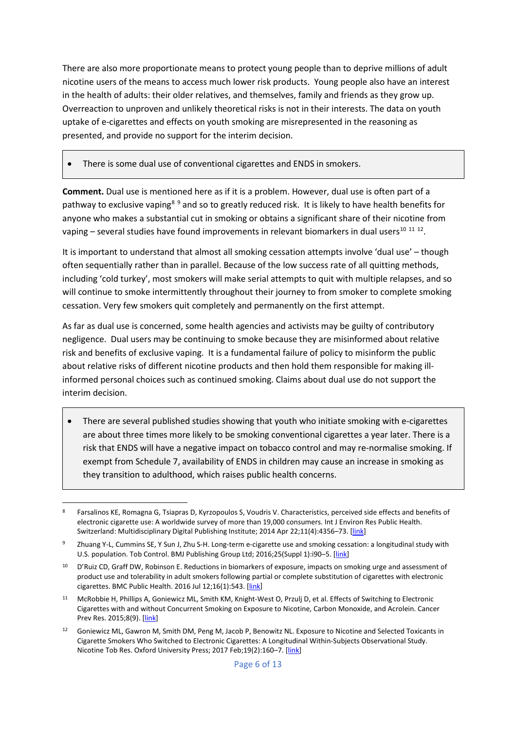There are also more proportionate means to protect young people than to deprive millions of adult nicotine users of the means to access much lower risk products. Young people also have an interest in the health of adults: their older relatives, and themselves, family and friends as they grow up. Overreaction to unproven and unlikely theoretical risks is not in their interests. The data on youth uptake of e-cigarettes and effects on youth smoking are misrepresented in the reasoning as presented, and provide no support for the interim decision.

> - There is some dual use of conventional cigarettes and ENDS in smokers.

**Comment.** Dual use is mentioned here as if it is a problem. However, dual use is often part of a pathway to exclusive vaping[8] [9] and so to greatly reduced risk. It is likely to have health benefits for anyone who makes a substantial cut in smoking or obtains a significant share of their nicotine from vaping – several studies have found improvements in relevant biomarkers in dual users[10] [11] [12].

It is important to understand that almost all smoking cessation attempts involve 'dual use' – though often sequentially rather than in parallel. Because of the low success rate of all quitting methods, including 'cold turkey', most smokers will make serial attempts to quit with multiple relapses, and so will continue to smoke intermittently throughout their journey to from smoker to complete smoking cessation. Very few smokers quit completely and permanently on the first attempt.

As far as dual use is concerned, some health agencies and activists may be guilty of contributory negligence. Dual users may be continuing to smoke because they are misinformed about relative risk and benefits of exclusive vaping. It is a fundamental failure of policy to misinform the public about relative risks of different nicotine products and then hold them responsible for making ill-informed personal choices such as continued smoking. Claims about dual use do not support the interim decision.

> - There are several published studies showing that youth who initiate smoking with e-cigarettes are about three times more likely to be smoking conventional cigarettes a year later. There is a risk that ENDS will have a negative impact on tobacco control and may re-normalise smoking. If exempt from Schedule 7, availability of ENDS in children may cause an increase in smoking as they transition to adulthood, which raises public health concerns.

---

[8] Farsalinos KE, Romagna G, Tsiapras D, Kyrzopoulos S, Voudris V. Characteristics, perceived side effects and benefits of electronic cigarette use: A worldwide survey of more than 19,000 consumers. Int J Environ Res Public Health. Switzerland: Multidisciplinary Digital Publishing Institute; 2014 Apr 22;11(4):4356–73. [link]

[9] Zhuang Y-L, Cummins SE, Y Sun J, Zhu S-H. Long-term e-cigarette use and smoking cessation: a longitudinal study with U.S. population. Tob Control. BMJ Publishing Group Ltd; 2016;25(Suppl 1):i90–5. [link]

[10] D'Ruiz CD, Graff DW, Robinson E. Reductions in biomarkers of exposure, impacts on smoking urge and assessment of product use and tolerability in adult smokers following partial or complete substitution of cigarettes with electronic cigarettes. BMC Public Health. 2016 Jul 12;16(1):543. [link]

[11] McRobbie H, Phillips A, Goniewicz ML, Smith KM, Knight-West O, Przulj D, et al. Effects of Switching to Electronic Cigarettes with and without Concurrent Smoking on Exposure to Nicotine, Carbon Monoxide, and Acrolein. Cancer Prev Res. 2015;8(9). [link]

[12] Goniewicz ML, Gawron M, Smith DM, Peng M, Jacob P, Benowitz NL. Exposure to Nicotine and Selected Toxicants in Cigarette Smokers Who Switched to Electronic Cigarettes: A Longitudinal Within-Subjects Observational Study. Nicotine Tob Res. Oxford University Press; 2017 Feb;19(2):160–7. [link]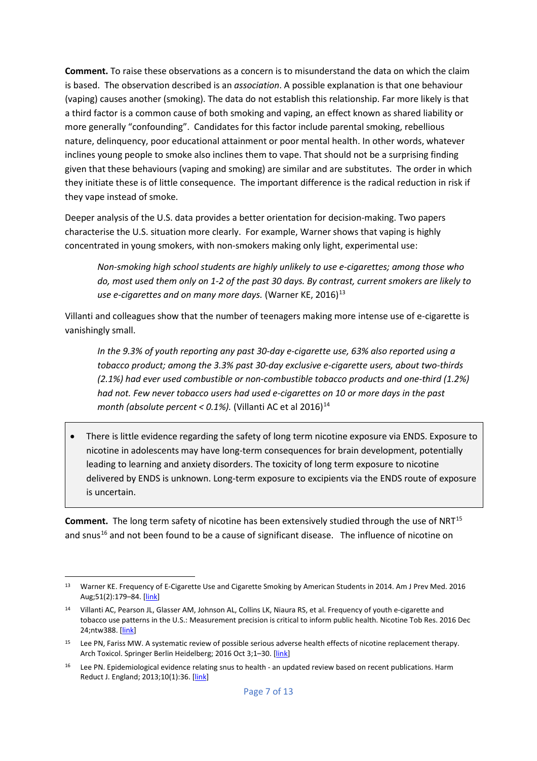**Comment.** To raise these observations as a concern is to misunderstand the data on which the claim is based. The observation described is an *association*. A possible explanation is that one behaviour (vaping) causes another (smoking). The data do not establish this relationship. Far more likely is that a third factor is a common cause of both smoking and vaping, an effect known as shared liability or more generally "confounding". Candidates for this factor include parental smoking, rebellious nature, delinquency, poor educational attainment or poor mental health. In other words, whatever inclines young people to smoke also inclines them to vape. That should not be a surprising finding given that these behaviours (vaping and smoking) are similar and are substitutes. The order in which they initiate these is of little consequence. The important difference is the radical reduction in risk if they vape instead of smoke.

Deeper analysis of the U.S. data provides a better orientation for decision-making. Two papers characterise the U.S. situation more clearly. For example, Warner shows that vaping is highly concentrated in young smokers, with non-smokers making only light, experimental use:

> *Non-smoking high school students are highly unlikely to use e-cigarettes; among those who do, most used them only on 1-2 of the past 30 days. By contrast, current smokers are likely to use e-cigarettes and on many more days.* (Warner KE, 2016)[13]

Villanti and colleagues show that the number of teenagers making more intense use of e-cigarette is vanishingly small.

> *In the 9.3% of youth reporting any past 30-day e-cigarette use, 63% also reported using a tobacco product; among the 3.3% past 30-day exclusive e-cigarette users, about two-thirds (2.1%) had ever used combustible or non-combustible tobacco products and one-third (1.2%) had not. Few never tobacco users had used e-cigarettes on 10 or more days in the past month (absolute percent < 0.1%).* (Villanti AC et al 2016)[14]

- There is little evidence regarding the safety of long term nicotine exposure via ENDS. Exposure to nicotine in adolescents may have long-term consequences for brain development, potentially leading to learning and anxiety disorders. The toxicity of long term exposure to nicotine delivered by ENDS is unknown. Long-term exposure to excipients via the ENDS route of exposure is uncertain.

**Comment.** The long term safety of nicotine has been extensively studied through the use of NRT[15] and snus[16] and not been found to be a cause of significant disease. The influence of nicotine on

---

[13] Warner KE. Frequency of E-Cigarette Use and Cigarette Smoking by American Students in 2014. Am J Prev Med. 2016 Aug;51(2):179–84. [link]

[14] Villanti AC, Pearson JL, Glasser AM, Johnson AL, Collins LK, Niaura RS, et al. Frequency of youth e-cigarette and tobacco use patterns in the U.S.: Measurement precision is critical to inform public health. Nicotine Tob Res. 2016 Dec 24;ntw388. [link]

[15] Lee PN, Fariss MW. A systematic review of possible serious adverse health effects of nicotine replacement therapy. Arch Toxicol. Springer Berlin Heidelberg; 2016 Oct 3;1–30. [link]

[16] Lee PN. Epidemiological evidence relating snus to health - an updated review based on recent publications. Harm Reduct J. England; 2013;10(1):36. [link]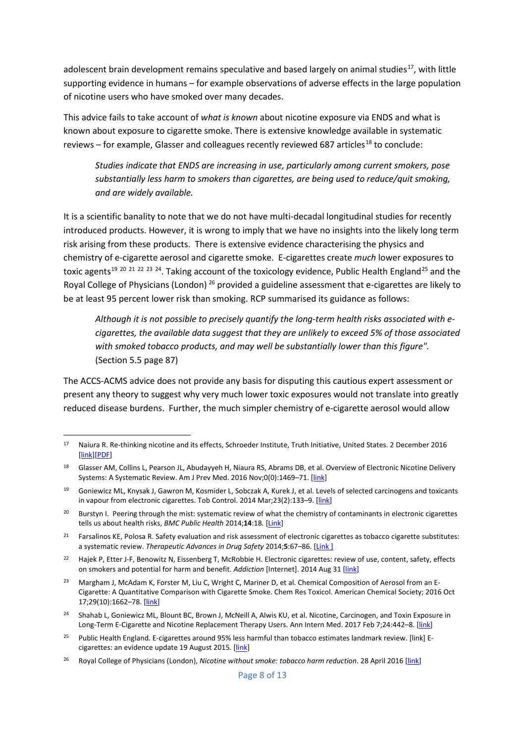adolescent brain development remains speculative and based largely on animal studies[17], with little supporting evidence in humans – for example observations of adverse effects in the large population of nicotine users who have smoked over many decades.

This advice fails to take account of *what is known* about nicotine exposure via ENDS and what is known about exposure to cigarette smoke. There is extensive knowledge available in systematic reviews – for example, Glasser and colleagues recently reviewed 687 articles[18] to conclude:

> *Studies indicate that ENDS are increasing in use, particularly among current smokers, pose substantially less harm to smokers than cigarettes, are being used to reduce/quit smoking, and are widely available.*

It is a scientific banality to note that we do not have multi-decadal longitudinal studies for recently introduced products. However, it is wrong to imply that we have no insights into the likely long term risk arising from these products. There is extensive evidence characterising the physics and chemistry of e-cigarette aerosol and cigarette smoke. E-cigarettes create *much* lower exposures to toxic agents[19] [20] [21] [22] [23] [24]. Taking account of the toxicology evidence, Public Health England[25] and the Royal College of Physicians (London)[26] provided a guideline assessment that e-cigarettes are likely to be at least 95 percent lower risk than smoking. RCP summarised its guidance as follows:

> *Although it is not possible to precisely quantify the long-term health risks associated with e-cigarettes, the available data suggest that they are unlikely to exceed 5% of those associated with smoked tobacco products, and may well be substantially lower than this figure".* (Section 5.5 page 87)

The ACCS-ACMS advice does not provide any basis for disputing this cautious expert assessment or present any theory to suggest why very much lower toxic exposures would not translate into greatly reduced disease burdens. Further, the much simpler chemistry of e-cigarette aerosol would allow

---

[17] Naiura R. Re-thinking nicotine and its effects, Schroeder Institute, Truth Initiative, United States. 2 December 2016 [link][PDF]

[18] Glasser AM, Collins L, Pearson JL, Abudayyeh H, Niaura RS, Abrams DB, et al. Overview of Electronic Nicotine Delivery Systems: A Systematic Review. Am J Prev Med. 2016 Nov;0(0):1469–71. [link]

[19] Goniewicz ML, Knysak J, Gawron M, Kosmider L, Sobczak A, Kurek J, et al. Levels of selected carcinogens and toxicants in vapour from electronic cigarettes. Tob Control. 2014 Mar;23(2):133–9. [link]

[20] Burstyn I. Peering through the mist: systematic review of what the chemistry of contaminants in electronic cigarettes tells us about health risks, *BMC Public Health* 2014;**14**:18. [Link]

[21] Farsalinos KE, Polosa R. Safety evaluation and risk assessment of electronic cigarettes as tobacco cigarette substitutes: a systematic review. *Therapeutic Advances in Drug Safety* 2014;**5**:67–86. [Link ]

[22] Hajek P, Etter J-F, Benowitz N, Eissenberg T, McRobbie H. Electronic cigarettes: review of use, content, safety, effects on smokers and potential for harm and benefit. *Addiction* [Internet]. 2014 Aug 31 [link]

[23] Margham J, McAdam K, Forster M, Liu C, Wright C, Mariner D, et al. Chemical Composition of Aerosol from an E-Cigarette: A Quantitative Comparison with Cigarette Smoke. Chem Res Toxicol. American Chemical Society; 2016 Oct 17;29(10):1662–78. [link]

[24] Shahab L, Goniewicz ML, Blount BC, Brown J, McNeill A, Alwis KU, et al. Nicotine, Carcinogen, and Toxin Exposure in Long-Term E-Cigarette and Nicotine Replacement Therapy Users. Ann Intern Med. 2017 Feb 7;24:442–8. [link]

[25] Public Health England. E-cigarettes around 95% less harmful than tobacco estimates landmark review. [link] E-cigarettes: an evidence update 19 August 2015. [link]

[26] Royal College of Physicians (London), *Nicotine without smoke: tobacco harm reduction*. 28 April 2016 [link]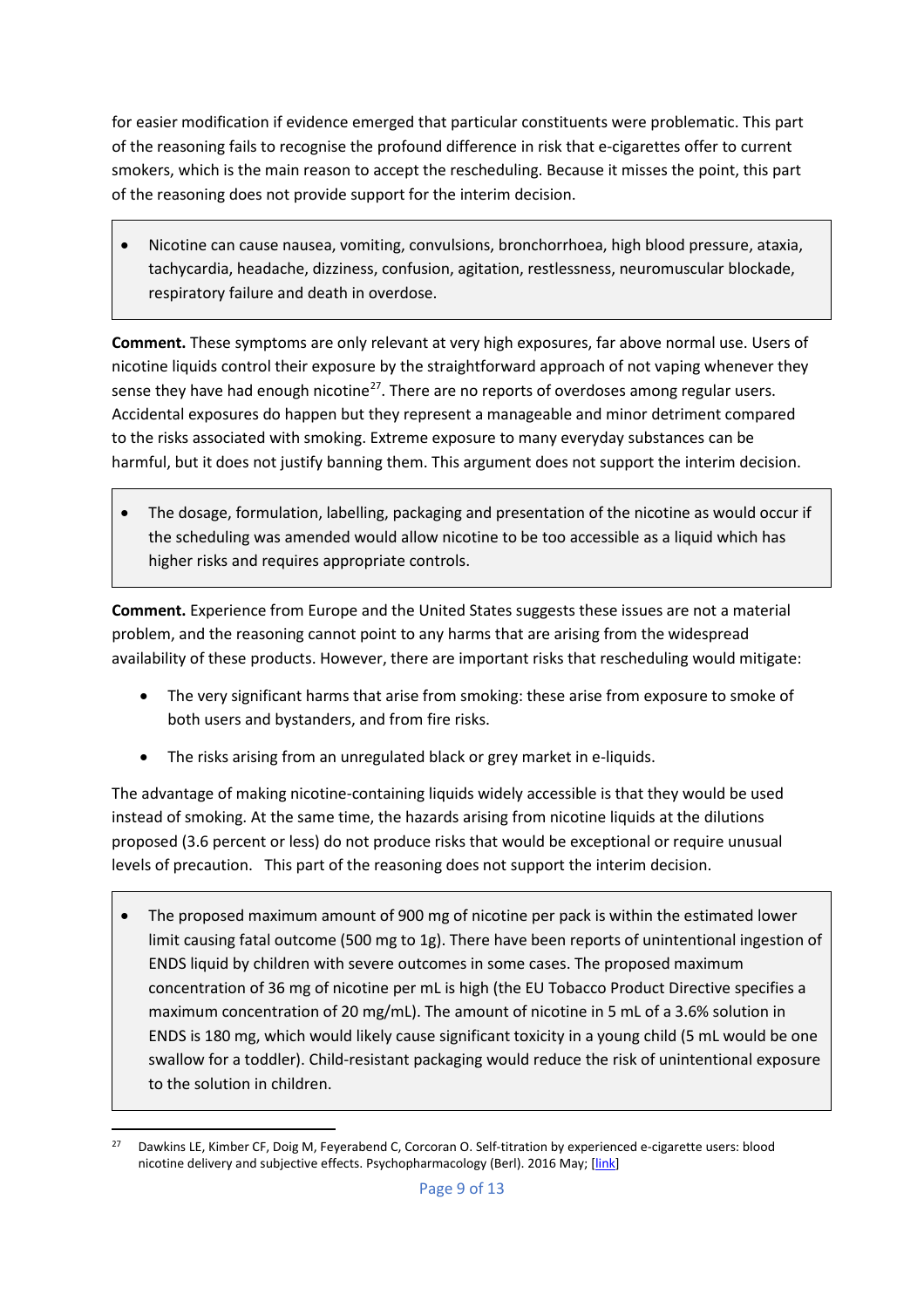for easier modification if evidence emerged that particular constituents were problematic. This part of the reasoning fails to recognise the profound difference in risk that e-cigarettes offer to current smokers, which is the main reason to accept the rescheduling. Because it misses the point, this part of the reasoning does not provide support for the interim decision.

> - Nicotine can cause nausea, vomiting, convulsions, bronchorrhoea, high blood pressure, ataxia, tachycardia, headache, dizziness, confusion, agitation, restlessness, neuromuscular blockade, respiratory failure and death in overdose.

**Comment.** These symptoms are only relevant at very high exposures, far above normal use. Users of nicotine liquids control their exposure by the straightforward approach of not vaping whenever they sense they have had enough nicotine[27]. There are no reports of overdoses among regular users. Accidental exposures do happen but they represent a manageable and minor detriment compared to the risks associated with smoking. Extreme exposure to many everyday substances can be harmful, but it does not justify banning them. This argument does not support the interim decision.

> - The dosage, formulation, labelling, packaging and presentation of the nicotine as would occur if the scheduling was amended would allow nicotine to be too accessible as a liquid which has higher risks and requires appropriate controls.

**Comment.** Experience from Europe and the United States suggests these issues are not a material problem, and the reasoning cannot point to any harms that are arising from the widespread availability of these products. However, there are important risks that rescheduling would mitigate:

- The very significant harms that arise from smoking: these arise from exposure to smoke of both users and bystanders, and from fire risks.
- The risks arising from an unregulated black or grey market in e-liquids.

The advantage of making nicotine-containing liquids widely accessible is that they would be used instead of smoking. At the same time, the hazards arising from nicotine liquids at the dilutions proposed (3.6 percent or less) do not produce risks that would be exceptional or require unusual levels of precaution. This part of the reasoning does not support the interim decision.

> - The proposed maximum amount of 900 mg of nicotine per pack is within the estimated lower limit causing fatal outcome (500 mg to 1g). There have been reports of unintentional ingestion of ENDS liquid by children with severe outcomes in some cases. The proposed maximum concentration of 36 mg of nicotine per mL is high (the EU Tobacco Product Directive specifies a maximum concentration of 20 mg/mL). The amount of nicotine in 5 mL of a 3.6% solution in ENDS is 180 mg, which would likely cause significant toxicity in a young child (5 mL would be one swallow for a toddler). Child-resistant packaging would reduce the risk of unintentional exposure to the solution in children.

---

[27] Dawkins LE, Kimber CF, Doig M, Feyerabend C, Corcoran O. Self-titration by experienced e-cigarette users: blood nicotine delivery and subjective effects. Psychopharmacology (Berl). 2016 May; [link]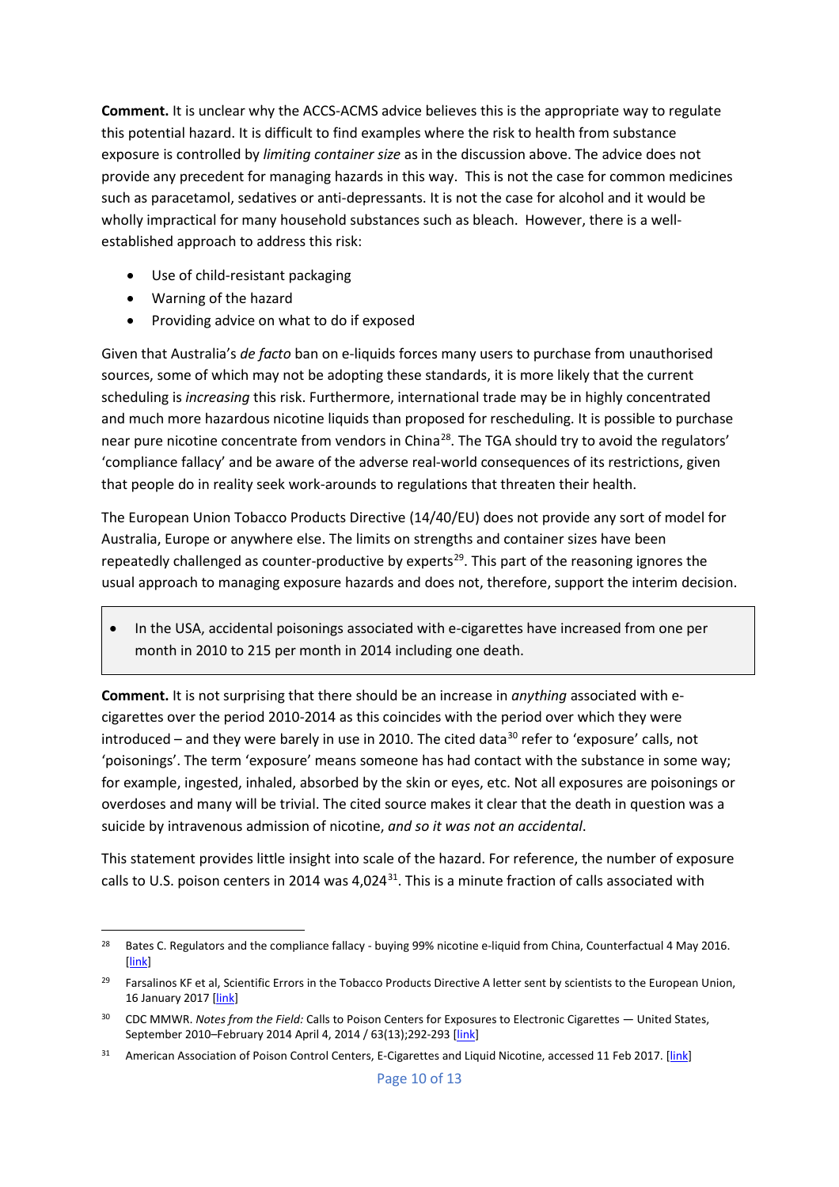**Comment.** It is unclear why the ACCS-ACMS advice believes this is the appropriate way to regulate this potential hazard. It is difficult to find examples where the risk to health from substance exposure is controlled by *limiting container size* as in the discussion above. The advice does not provide any precedent for managing hazards in this way. This is not the case for common medicines such as paracetamol, sedatives or anti-depressants. It is not the case for alcohol and it would be wholly impractical for many household substances such as bleach. However, there is a well-established approach to address this risk:

- Use of child-resistant packaging
- Warning of the hazard
- Providing advice on what to do if exposed

Given that Australia's *de facto* ban on e-liquids forces many users to purchase from unauthorised sources, some of which may not be adopting these standards, it is more likely that the current scheduling is *increasing* this risk. Furthermore, international trade may be in highly concentrated and much more hazardous nicotine liquids than proposed for rescheduling. It is possible to purchase near pure nicotine concentrate from vendors in China[28]. The TGA should try to avoid the regulators' 'compliance fallacy' and be aware of the adverse real-world consequences of its restrictions, given that people do in reality seek work-arounds to regulations that threaten their health.

The European Union Tobacco Products Directive (14/40/EU) does not provide any sort of model for Australia, Europe or anywhere else. The limits on strengths and container sizes have been repeatedly challenged as counter-productive by experts[29]. This part of the reasoning ignores the usual approach to managing exposure hazards and does not, therefore, support the interim decision.

> - In the USA, accidental poisonings associated with e-cigarettes have increased from one per month in 2010 to 215 per month in 2014 including one death.

**Comment.** It is not surprising that there should be an increase in *anything* associated with e-cigarettes over the period 2010-2014 as this coincides with the period over which they were introduced – and they were barely in use in 2010. The cited data[30] refer to 'exposure' calls, not 'poisonings'. The term 'exposure' means someone has had contact with the substance in some way; for example, ingested, inhaled, absorbed by the skin or eyes, etc. Not all exposures are poisonings or overdoses and many will be trivial. The cited source makes it clear that the death in question was a suicide by intravenous admission of nicotine, *and so it was not an accidental*.

This statement provides little insight into scale of the hazard. For reference, the number of exposure calls to U.S. poison centers in 2014 was 4,024[31]. This is a minute fraction of calls associated with

---

[28] Bates C. Regulators and the compliance fallacy - buying 99% nicotine e-liquid from China, Counterfactual 4 May 2016. [link]

[29] Farsalinos KF et al, Scientific Errors in the Tobacco Products Directive A letter sent by scientists to the European Union, 16 January 2017 [link]

[30] CDC MMWR. *Notes from the Field:* Calls to Poison Centers for Exposures to Electronic Cigarettes — United States, September 2010–February 2014 April 4, 2014 / 63(13);292-293 [link]

[31] American Association of Poison Control Centers, E-Cigarettes and Liquid Nicotine, accessed 11 Feb 2017. [link]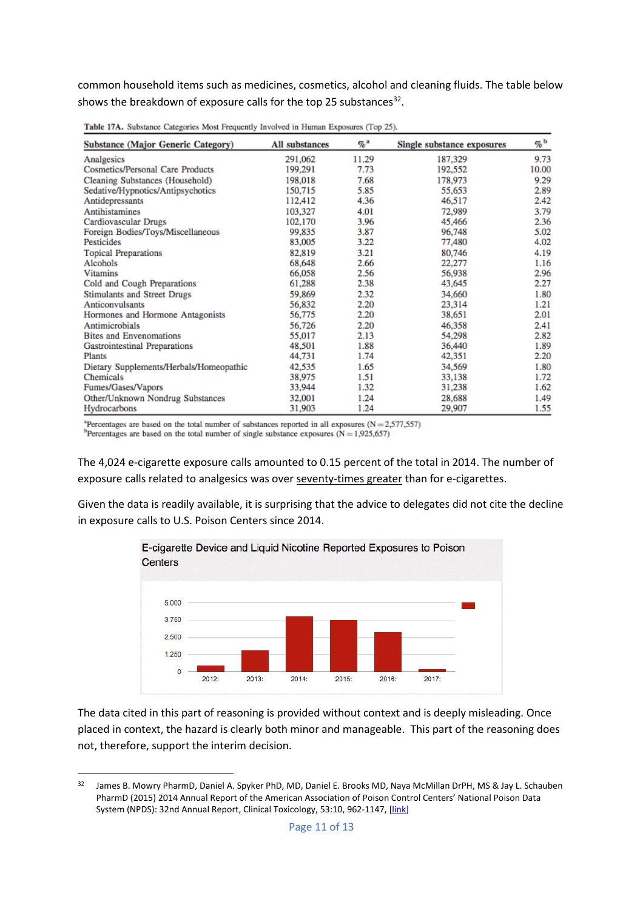common household items such as medicines, cosmetics, alcohol and cleaning fluids. The table below shows the breakdown of exposure calls for the top 25 substances[32].

**Table 17A.** Substance Categories Most Frequently Involved in Human Exposures (Top 25).

| Substance (Major Generic Category) | All substances | %[a] | Single substance exposures | %[b] |
|---|---|---|---|---|
| Analgesics | 291,062 | 11.29 | 187,329 | 9.73 |
| Cosmetics/Personal Care Products | 199,291 | 7.73 | 192,552 | 10.00 |
| Cleaning Substances (Household) | 198,018 | 7.68 | 178,973 | 9.29 |
| Sedative/Hypnotics/Antipsychotics | 150,715 | 5.85 | 55,653 | 2.89 |
| Antidepressants | 112,412 | 4.36 | 46,517 | 2.42 |
| Antihistamines | 103,327 | 4.01 | 72,989 | 3.79 |
| Cardiovascular Drugs | 102,170 | 3.96 | 45,466 | 2.36 |
| Foreign Bodies/Toys/Miscellaneous | 99,835 | 3.87 | 96,748 | 5.02 |
| Pesticides | 83,005 | 3.22 | 77,480 | 4.02 |
| Topical Preparations | 82,819 | 3.21 | 80,746 | 4.19 |
| Alcohols | 68,648 | 2.66 | 22,277 | 1.16 |
| Vitamins | 66,058 | 2.56 | 56,938 | 2.96 |
| Cold and Cough Preparations | 61,288 | 2.38 | 43,645 | 2.27 |
| Stimulants and Street Drugs | 59,869 | 2.32 | 34,660 | 1.80 |
| Anticonvulsants | 56,832 | 2.20 | 23,314 | 1.21 |
| Hormones and Hormone Antagonists | 56,775 | 2.20 | 38,651 | 2.01 |
| Antimicrobials | 56,726 | 2.20 | 46,358 | 2.41 |
| Bites and Envenomations | 55,017 | 2.13 | 54,298 | 2.82 |
| Gastrointestinal Preparations | 48,501 | 1.88 | 36,440 | 1.89 |
| Plants | 44,731 | 1.74 | 42,351 | 2.20 |
| Dietary Supplements/Herbals/Homeopathic | 42,535 | 1.65 | 34,569 | 1.80 |
| Chemicals | 38,975 | 1.51 | 33,138 | 1.72 |
| Fumes/Gases/Vapors | 33,944 | 1.32 | 31,238 | 1.62 |
| Other/Unknown Nondrug Substances | 32,001 | 1.24 | 28,688 | 1.49 |
| Hydrocarbons | 31,903 | 1.24 | 29,907 | 1.55 |

[a]Percentages are based on the total number of substances reported in all exposures (N = 2,577,557)
[b]Percentages are based on the total number of single substance exposures (N = 1,925,657)

The 4,024 e-cigarette exposure calls amounted to 0.15 percent of the total in 2014. The number of exposure calls related to analgesics was over seventy-times greater than for e-cigarettes.

Given the data is readily available, it is surprising that the advice to delegates did not cite the decline in exposure calls to U.S. Poison Centers since 2014.

E-cigarette Device and Liquid Nicotine Reported Exposures to Poison Centers

The data cited in this part of reasoning is provided without context and is deeply misleading. Once placed in context, the hazard is clearly both minor and manageable. This part of the reasoning does not, therefore, support the interim decision.

[32] James B. Mowry PharmD, Daniel A. Spyker PhD, MD, Daniel E. Brooks MD, Naya McMillan DrPH, MS & Jay L. Schauben PharmD (2015) 2014 Annual Report of the American Association of Poison Control Centers' National Poison Data System (NPDS): 32nd Annual Report, Clinical Toxicology, 53:10, 962-1147, [link]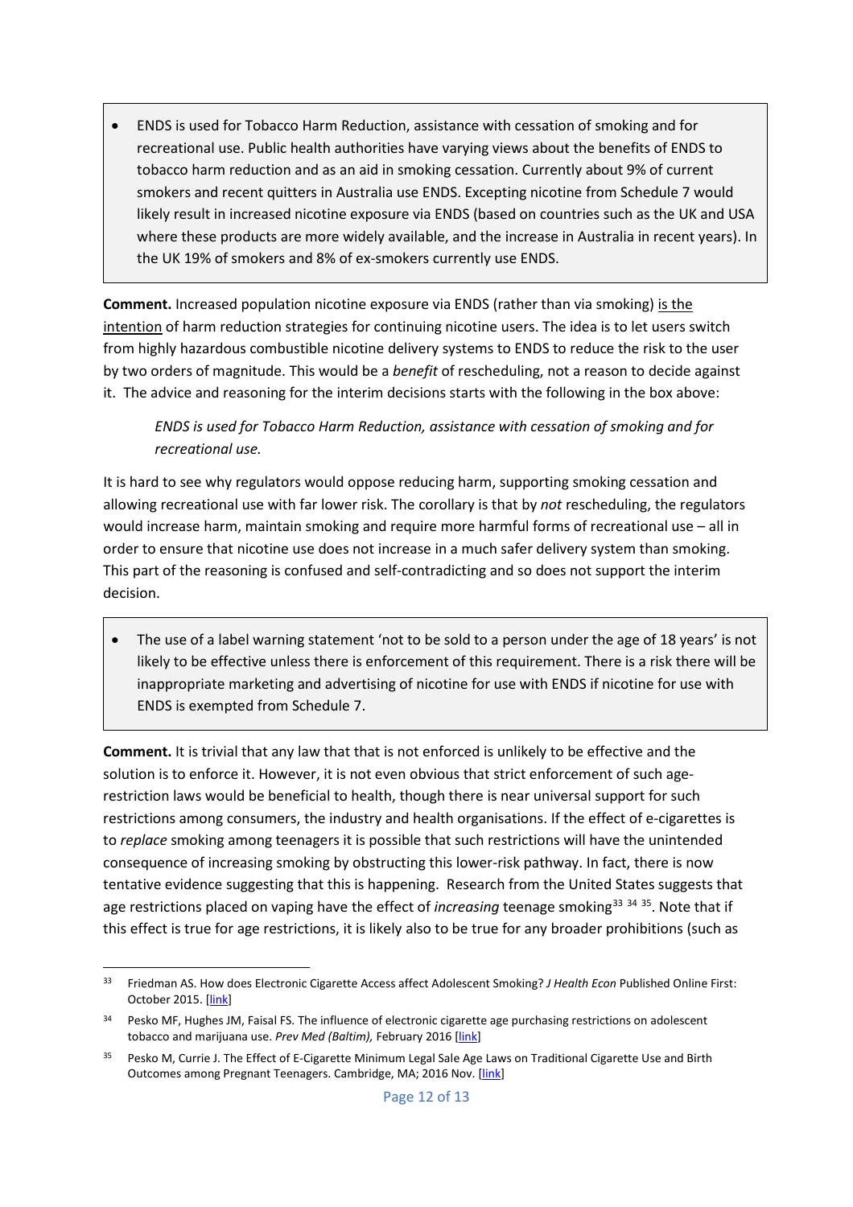> - ENDS is used for Tobacco Harm Reduction, assistance with cessation of smoking and for recreational use. Public health authorities have varying views about the benefits of ENDS to tobacco harm reduction and as an aid in smoking cessation. Currently about 9% of current smokers and recent quitters in Australia use ENDS. Excepting nicotine from Schedule 7 would likely result in increased nicotine exposure via ENDS (based on countries such as the UK and USA where these products are more widely available, and the increase in Australia in recent years). In the UK 19% of smokers and 8% of ex-smokers currently use ENDS.

**Comment.** Increased population nicotine exposure via ENDS (rather than via smoking) <u>is the intention</u> of harm reduction strategies for continuing nicotine users. The idea is to let users switch from highly hazardous combustible nicotine delivery systems to ENDS to reduce the risk to the user by two orders of magnitude. This would be a *benefit* of rescheduling, not a reason to decide against it. The advice and reasoning for the interim decisions starts with the following in the box above:

> *ENDS is used for Tobacco Harm Reduction, assistance with cessation of smoking and for recreational use.*

It is hard to see why regulators would oppose reducing harm, supporting smoking cessation and allowing recreational use with far lower risk. The corollary is that by *not* rescheduling, the regulators would increase harm, maintain smoking and require more harmful forms of recreational use – all in order to ensure that nicotine use does not increase in a much safer delivery system than smoking. This part of the reasoning is confused and self-contradicting and so does not support the interim decision.

> - The use of a label warning statement 'not to be sold to a person under the age of 18 years' is not likely to be effective unless there is enforcement of this requirement. There is a risk there will be inappropriate marketing and advertising of nicotine for use with ENDS if nicotine for use with ENDS is exempted from Schedule 7.

**Comment.** It is trivial that any law that that is not enforced is unlikely to be effective and the solution is to enforce it. However, it is not even obvious that strict enforcement of such age-restriction laws would be beneficial to health, though there is near universal support for such restrictions among consumers, the industry and health organisations. If the effect of e-cigarettes is to *replace* smoking among teenagers it is possible that such restrictions will have the unintended consequence of increasing smoking by obstructing this lower-risk pathway. In fact, there is now tentative evidence suggesting that this is happening. Research from the United States suggests that age restrictions placed on vaping have the effect of *increasing* teenage smoking[33] [34] [35]. Note that if this effect is true for age restrictions, it is likely also to be true for any broader prohibitions (such as

---

[33] Friedman AS. How does Electronic Cigarette Access affect Adolescent Smoking? *J Health Econ* Published Online First: October 2015. [link]

[34] Pesko MF, Hughes JM, Faisal FS. The influence of electronic cigarette age purchasing restrictions on adolescent tobacco and marijuana use. *Prev Med (Baltim),* February 2016 [link]

[35] Pesko M, Currie J. The Effect of E-Cigarette Minimum Legal Sale Age Laws on Traditional Cigarette Use and Birth Outcomes among Pregnant Teenagers. Cambridge, MA; 2016 Nov. [link]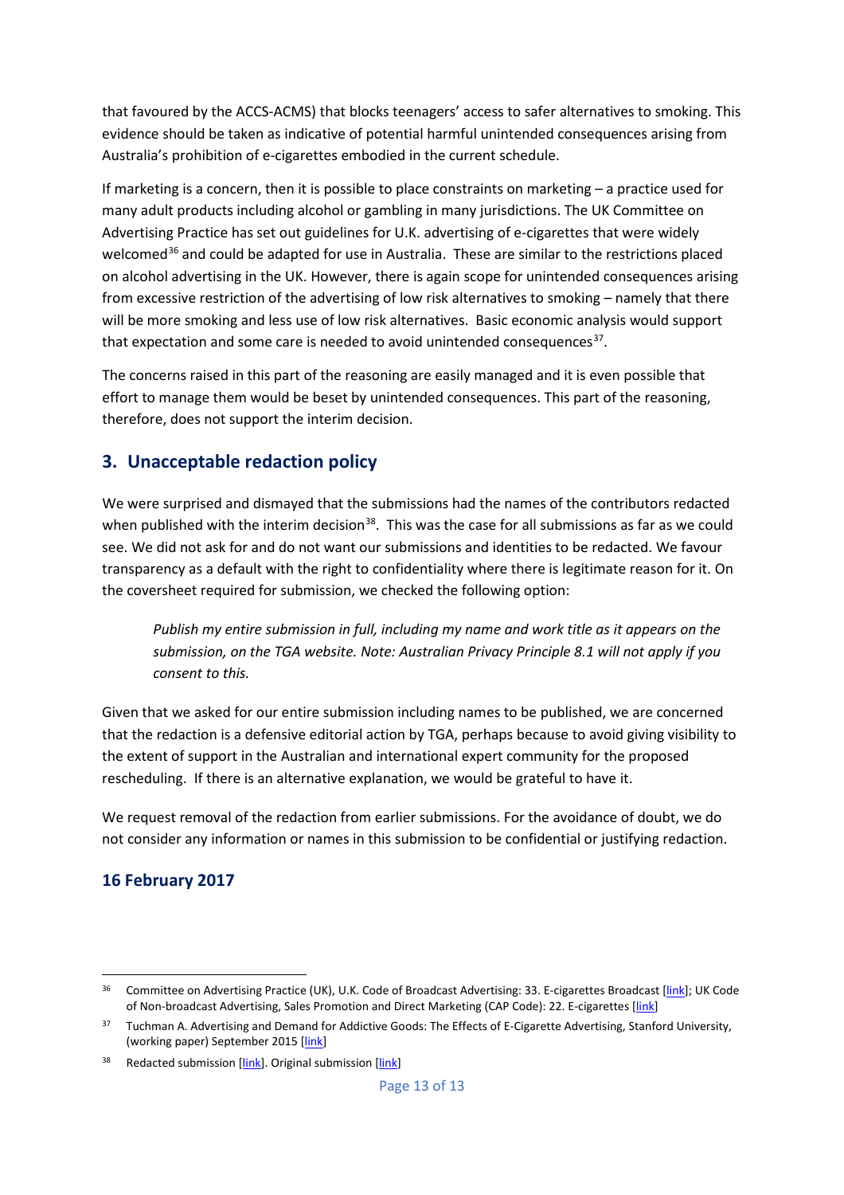that favoured by the ACCS-ACMS) that blocks teenagers' access to safer alternatives to smoking. This evidence should be taken as indicative of potential harmful unintended consequences arising from Australia's prohibition of e-cigarettes embodied in the current schedule.

If marketing is a concern, then it is possible to place constraints on marketing – a practice used for many adult products including alcohol or gambling in many jurisdictions. The UK Committee on Advertising Practice has set out guidelines for U.K. advertising of e-cigarettes that were widely welcomed[36] and could be adapted for use in Australia. These are similar to the restrictions placed on alcohol advertising in the UK. However, there is again scope for unintended consequences arising from excessive restriction of the advertising of low risk alternatives to smoking – namely that there will be more smoking and less use of low risk alternatives. Basic economic analysis would support that expectation and some care is needed to avoid unintended consequences[37].

The concerns raised in this part of the reasoning are easily managed and it is even possible that effort to manage them would be beset by unintended consequences. This part of the reasoning, therefore, does not support the interim decision.

## 3. Unacceptable redaction policy

We were surprised and dismayed that the submissions had the names of the contributors redacted when published with the interim decision[38]. This was the case for all submissions as far as we could see. We did not ask for and do not want our submissions and identities to be redacted. We favour transparency as a default with the right to confidentiality where there is legitimate reason for it. On the coversheet required for submission, we checked the following option:

> *Publish my entire submission in full, including my name and work title as it appears on the submission, on the TGA website. Note: Australian Privacy Principle 8.1 will not apply if you consent to this.*

Given that we asked for our entire submission including names to be published, we are concerned that the redaction is a defensive editorial action by TGA, perhaps because to avoid giving visibility to the extent of support in the Australian and international expert community for the proposed rescheduling. If there is an alternative explanation, we would be grateful to have it.

We request removal of the redaction from earlier submissions. For the avoidance of doubt, we do not consider any information or names in this submission to be confidential or justifying redaction.

### 16 February 2017

---

[36] Committee on Advertising Practice (UK), U.K. Code of Broadcast Advertising: 33. E-cigarettes Broadcast [link]; UK Code of Non-broadcast Advertising, Sales Promotion and Direct Marketing (CAP Code): 22. E-cigarettes [link]

[37] Tuchman A. Advertising and Demand for Addictive Goods: The Effects of E-Cigarette Advertising, Stanford University, (working paper) September 2015 [link]

[38] Redacted submission [link]. Original submission [link]